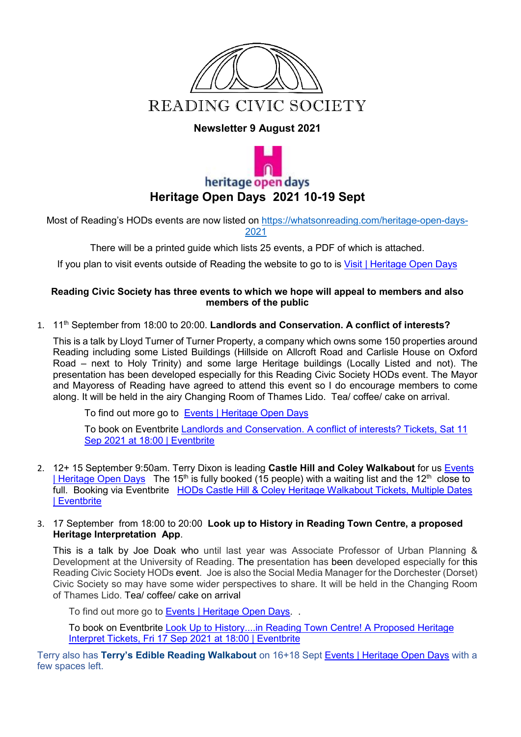# READING CIVIC SOCIETY

**Newsletter 9 August 2021**

heritage open days

## Heritage Open Days 2021 10-19 Sept

Most of Reading's HODs events are now listed on https://whatsonreading.com/heritage-open-days-2021

There will be a printed guide which lists 25 events, a PDF of which is attached.

If you plan to visit events outside of Reading the website to go to is Visit | Heritage Open Days

**Reading Civic Society has three events to which we hope will appeal to members and also members of the public**

1. 11th September from 18:00 to 20:00. **Landlords and Conservation. A conflict of interests?**

   This is a talk by Lloyd Turner of Turner Property, a company which owns some 150 properties around Reading including some Listed Buildings (Hillside on Allcroft Road and Carlisle House on Oxford Road – next to Holy Trinity) and some large Heritage buildings (Locally Listed and not). The presentation has been developed especially for this Reading Civic Society HODs event. The Mayor and Mayoress of Reading have agreed to attend this event so I do encourage members to come along. It will be held in the airy Changing Room of Thames Lido. Tea/ coffee/ cake on arrival.

   To find out more go to Events | Heritage Open Days

   To book on Eventbrite Landlords and Conservation. A conflict of interests? Tickets, Sat 11 Sep 2021 at 18:00 | Eventbrite

2. 12+ 15 September 9:50am. Terry Dixon is leading **Castle Hill and Coley Walkabout** for us Events | Heritage Open Days The 15th is fully booked (15 people) with a waiting list and the 12th close to full. Booking via Eventbrite HODs Castle Hill & Coley Heritage Walkabout Tickets, Multiple Dates | Eventbrite

3. 17 September from 18:00 to 20:00 **Look up to History in Reading Town Centre, a proposed Heritage Interpretation App**.

   This is a talk by Joe Doak who until last year was Associate Professor of Urban Planning & Development at the University of Reading. The presentation has been developed especially for this Reading Civic Society HODs event. Joe is also the Social Media Manager for the Dorchester (Dorset) Civic Society so may have some wider perspectives to share. It will be held in the Changing Room of Thames Lido. Tea/ coffee/ cake on arrival

   To find out more go to Events | Heritage Open Days. .

   To book on Eventbrite Look Up to History....in Reading Town Centre! A Proposed Heritage Interpret Tickets, Fri 17 Sep 2021 at 18:00 | Eventbrite

Terry also has **Terry's Edible Reading Walkabout** on 16+18 Sept Events | Heritage Open Days with a few spaces left.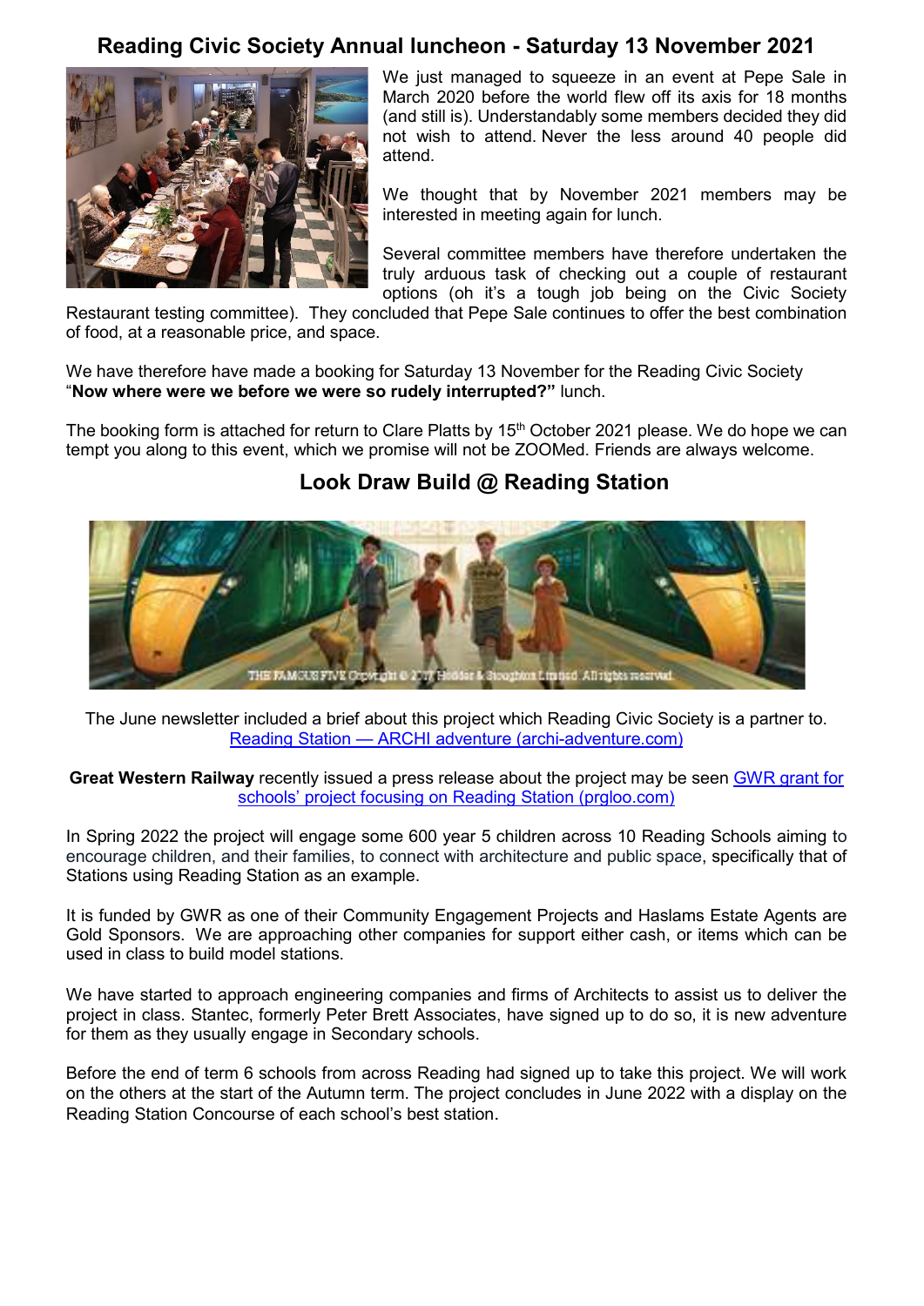## Reading Civic Society Annual luncheon - Saturday 13 November 2021

We just managed to squeeze in an event at Pepe Sale in March 2020 before the world flew off its axis for 18 months (and still is). Understandably some members decided they did not wish to attend. Never the less around 40 people did attend.

We thought that by November 2021 members may be interested in meeting again for lunch.

Several committee members have therefore undertaken the truly arduous task of checking out a couple of restaurant options (oh it's a tough job being on the Civic Society Restaurant testing committee). They concluded that Pepe Sale continues to offer the best combination of food, at a reasonable price, and space.

We have therefore have made a booking for Saturday 13 November for the Reading Civic Society "**Now where were we before we were so rudely interrupted?"** lunch.

The booking form is attached for return to Clare Platts by 15th October 2021 please. We do hope we can tempt you along to this event, which we promise will not be ZOOMed. Friends are always welcome.

## Look Draw Build @ Reading Station

THE FAMOUS FIVE Copyright © 2017 Hodder & Stoughton Limited. All rights reserved.

The June newsletter included a brief about this project which Reading Civic Society is a partner to. [Reading Station — ARCHI adventure (archi-adventure.com)]

**Great Western Railway** recently issued a press release about the project may be seen [GWR grant for schools' project focusing on Reading Station (prgloo.com)]

In Spring 2022 the project will engage some 600 year 5 children across 10 Reading Schools aiming to encourage children, and their families, to connect with architecture and public space, specifically that of Stations using Reading Station as an example.

It is funded by GWR as one of their Community Engagement Projects and Haslams Estate Agents are Gold Sponsors. We are approaching other companies for support either cash, or items which can be used in class to build model stations.

We have started to approach engineering companies and firms of Architects to assist us to deliver the project in class. Stantec, formerly Peter Brett Associates, have signed up to do so, it is new adventure for them as they usually engage in Secondary schools.

Before the end of term 6 schools from across Reading had signed up to take this project. We will work on the others at the start of the Autumn term. The project concludes in June 2022 with a display on the Reading Station Concourse of each school's best station.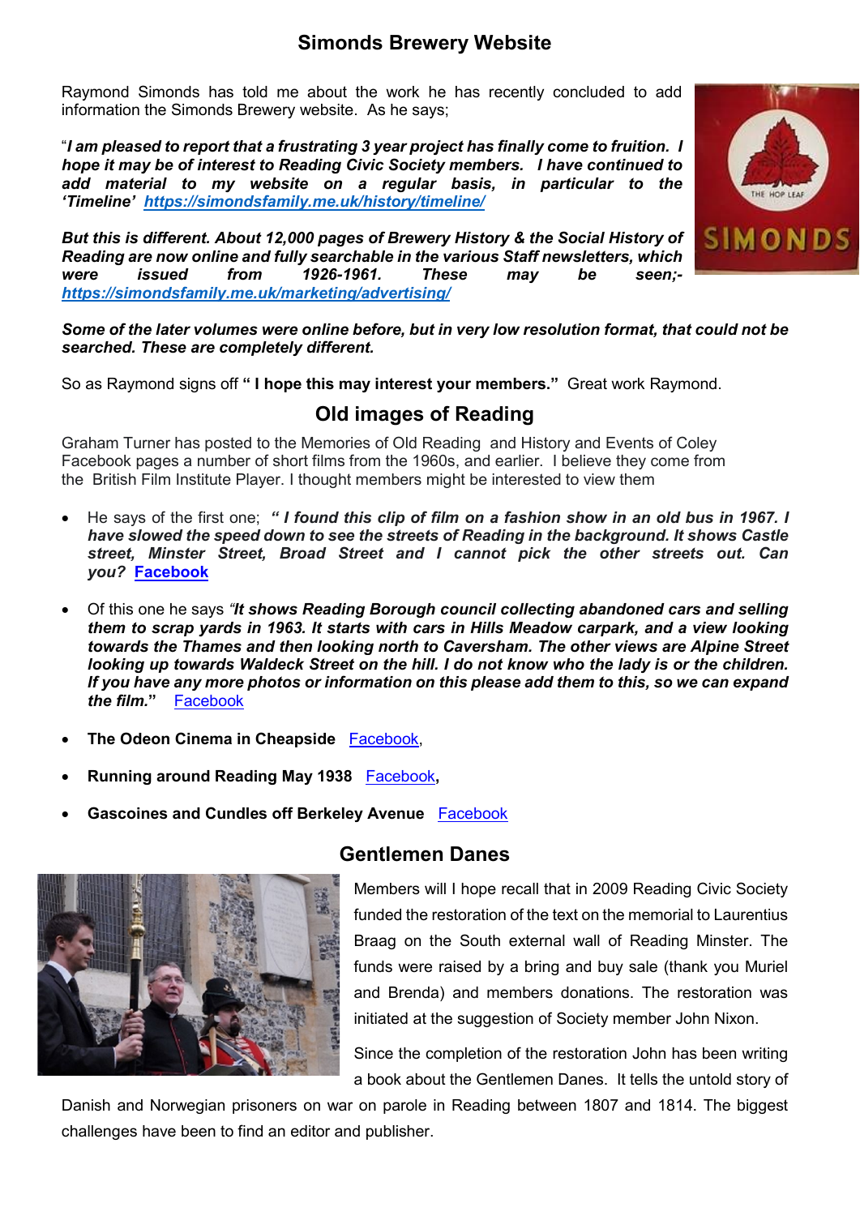## Simonds Brewery Website

Raymond Simonds has told me about the work he has recently concluded to add information the Simonds Brewery website. As he says;

"***I am pleased to report that a frustrating 3 year project has finally come to fruition. I hope it may be of interest to Reading Civic Society members. I have continued to add material to my website on a regular basis, in particular to the 'Timeline'* [https://simondsfamily.me.uk/history/timeline/](https://simondsfamily.me.uk/history/timeline/)**

***But this is different. About 12,000 pages of Brewery History & the Social History of Reading are now online and fully searchable in the various Staff newsletters, which were issued from 1926-1961. These may be seen;-*** [**https://simondsfamily.me.uk/marketing/advertising/**](https://simondsfamily.me.uk/marketing/advertising/)

***Some of the later volumes were online before, but in very low resolution format, that could not be searched. These are completely different.***

So as Raymond signs off **" I hope this may interest your members."** Great work Raymond.

## Old images of Reading

Graham Turner has posted to the Memories of Old Reading and History and Events of Coley Facebook pages a number of short films from the 1960s, and earlier. I believe they come from the British Film Institute Player. I thought members might be interested to view them

- He says of the first one; ***" I found this clip of film on a fashion show in an old bus in 1967. I have slowed the speed down to see the streets of Reading in the background. It shows Castle street, Minster Street, Broad Street and I cannot pick the other streets out. Can you?*** **Facebook**
- Of this one he says *"**It shows Reading Borough council collecting abandoned cars and selling them to scrap yards in 1963. It starts with cars in Hills Meadow carpark, and a view looking towards the Thames and then looking north to Caversham. The other views are Alpine Street looking up towards Waldeck Street on the hill. I do not know who the lady is or the children. If you have any more photos or information on this please add them to this, so we can expand the film.**"* Facebook
- **The Odeon Cinema in Cheapside** Facebook,
- **Running around Reading May 1938** Facebook**,**
- **Gascoines and Cundles off Berkeley Avenue** Facebook

## Gentlemen Danes

Members will I hope recall that in 2009 Reading Civic Society funded the restoration of the text on the memorial to Laurentius Braag on the South external wall of Reading Minster. The funds were raised by a bring and buy sale (thank you Muriel and Brenda) and members donations. The restoration was initiated at the suggestion of Society member John Nixon.

Since the completion of the restoration John has been writing a book about the Gentlemen Danes. It tells the untold story of Danish and Norwegian prisoners on war on parole in Reading between 1807 and 1814. The biggest challenges have been to find an editor and publisher.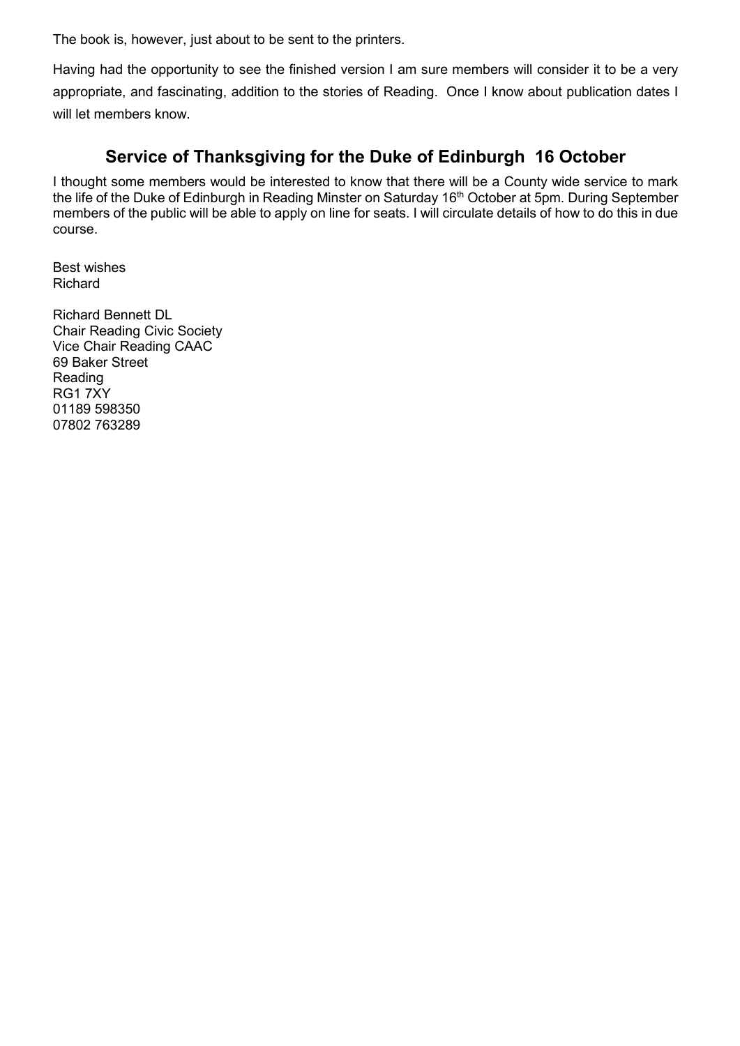The book is, however, just about to be sent to the printers.

Having had the opportunity to see the finished version I am sure members will consider it to be a very appropriate, and fascinating, addition to the stories of Reading. Once I know about publication dates I will let members know.

## Service of Thanksgiving for the Duke of Edinburgh 16 October

I thought some members would be interested to know that there will be a County wide service to mark the life of the Duke of Edinburgh in Reading Minster on Saturday 16th October at 5pm. During September members of the public will be able to apply on line for seats. I will circulate details of how to do this in due course.

Best wishes
Richard

Richard Bennett DL
Chair Reading Civic Society
Vice Chair Reading CAAC
69 Baker Street
Reading
RG1 7XY
01189 598350
07802 763289